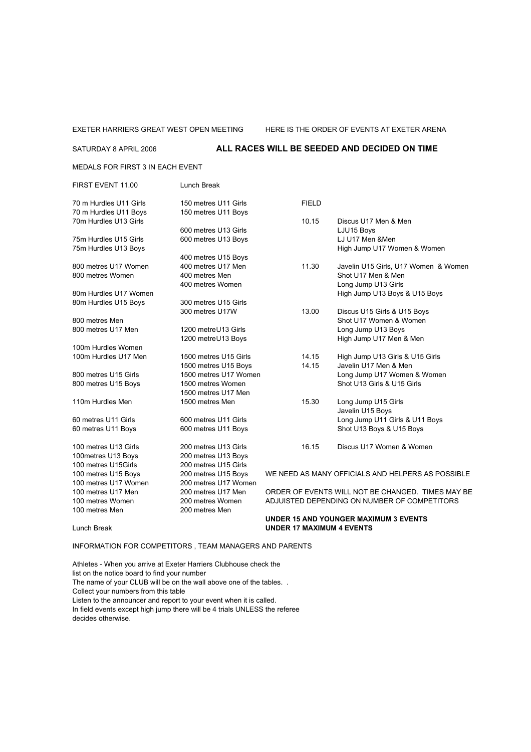EXETER HARRIERS GREAT WEST OPEN MEETING HERE IS THE ORDER OF EVENTS AT EXETER ARENA

SATURDAY 8 APRIL 2006 **ALL RACES WILL BE SEEDED AND DECIDED ON TIME**

MEDALS FOR FIRST 3 IN EACH EVENT

| FIRST EVENT 11.00 | Lunch Break | | |
|---|---|---|---|
| 70 m Hurdles U11 Girls | 150 metres U11 Girls | FIELD | |
| 70 m Hurdles U11 Boys | 150 metres U11 Boys | | |
| 70m Hurdles U13 Girls | | 10.15 | Discus U17 Men & Men |
| | 600 metres U13 Girls | | LJU15 Boys |
| 75m Hurdles U15 Girls | 600 metres U13 Boys | | LJ U17 Men &Men |
| 75m Hurdles U13 Boys | | | High Jump U17 Women & Women |
| | 400 metres U15 Boys | | |
| 800 metres U17 Women | 400 metres U17 Men | 11.30 | Javelin U15 Girls, U17 Women & Women |
| 800 metres Women | 400 metres Men | | Shot U17 Men & Men |
| | 400 metres Women | | Long Jump U13 Girls |
| 80m Hurdles U17 Women | | | High Jump U13 Boys & U15 Boys |
| 80m Hurdles U15 Boys | 300 metres U15 Girls | | |
| | 300 metres U17W | 13.00 | Discus U15 Girls & U15 Boys |
| 800 metres Men | | | Shot U17 Women & Women |
| 800 metres U17 Men | 1200 metreU13 Girls | | Long Jump U13 Boys |
| | 1200 metreU13 Boys | | High Jump U17 Men & Men |
| 100m Hurdles Women | | | |
| 100m Hurdles U17 Men | 1500 metres U15 Girls | 14.15 | High Jump U13 Girls & U15 Girls |
| | 1500 metres U15 Boys | 14.15 | Javelin U17 Men & Men |
| 800 metres U15 Girls | 1500 metres U17 Women | | Long Jump U17 Women & Women |
| 800 metres U15 Boys | 1500 metres Women | | Shot U13 Girls & U15 Girls |
| | 1500 metres U17 Men | | |
| 110m Hurdles Men | 1500 metres Men | 15.30 | Long Jump U15 Girls |
| | | | Javelin U15 Boys |
| 60 metres U11 Girls | 600 metres U11 Girls | | Long Jump U11 Girls & U11 Boys |
| 60 metres U11 Boys | 600 metres U11 Boys | | Shot U13 Boys & U15 Boys |
| 100 metres U13 Girls | 200 metres U13 Girls | 16.15 | Discus U17 Women & Women |
| 100metres U13 Boys | 200 metres U13 Boys | | |
| 100 metres U15Girls | 200 metres U15 Girls | | |
| 100 metres U15 Boys | 200 metres U15 Boys | | |
| 100 metres U17 Women | 200 metres U17 Women | | |
| 100 metres U17 Men | 200 metres U17 Men | | |
| 100 metres Women | 200 metres Women | | |
| 100 metres Men | 200 metres Men | | |
| Lunch Break | | | |

WE NEED AS MANY OFFICIALS AND HELPERS AS POSSIBLE

ORDER OF EVENTS WILL NOT BE CHANGED. TIMES MAY BE ADJUISTED DEPENDING ON NUMBER OF COMPETITORS

**UNDER 15 AND YOUNGER MAXIMUM 3 EVENTS**
**UNDER 17 MAXIMUM 4 EVENTS**

INFORMATION FOR COMPETITORS , TEAM MANAGERS AND PARENTS

Athletes - When you arrive at Exeter Harriers Clubhouse check the list on the notice board to find your number
The name of your CLUB will be on the wall above one of the tables. .
Collect your numbers from this table
Listen to the announcer and report to your event when it is called.
In field events except high jump there will be 4 trials UNLESS the referee decides otherwise.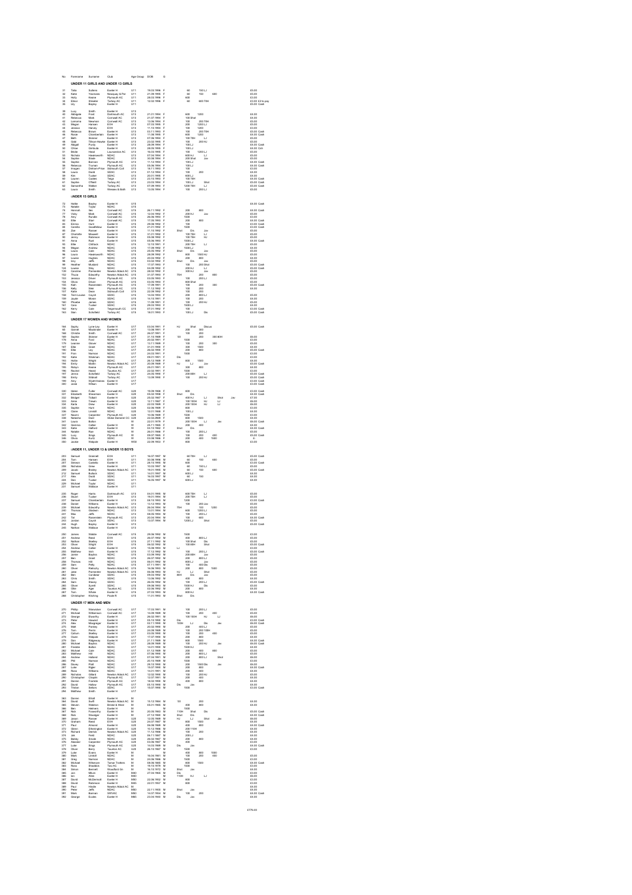| No | Forename | Surname | Club | Age Group | DOB | G | Events | Fee |
|---|---|---|---|---|---|---|---|---|

## UNDER 11 GIRLS AND UNDER 13 GIRLS

| No | Forename | Surname | Club | Age Group | DOB | G | Events | Fee |
|---|---|---|---|---|---|---|---|---|
| 31 | Tilda | Bullens | Exeter H | U11 | 19.03.1996 | F | 60 150 LJ | £5.00 |
| 32 | Katie | Yeomans | Newquay & Par | U11 | 21.08.1995 | F | 60 150 600 | £5.00 |
| 33 | Holly | Keane | Plymouth AC | U11 | 28.03.1996 | F | 600 | £3.00 |
| 34 | Elinor | Streeter | Torbay AC | U11 | 12.02.1996 | F | 60 600 70H | £3.00 £2 to pay |
| 35 | Lily | Bayley | Exeter H | U11 | | | | £5.00 Cash |
| 39 | Lucy | Smith | Exeter H | U13 | | | | |
| 40 | Abbigale | Pratt | Dartmouth AC | U13 | 21.01.1994 | F | 600 1200 | £4.00 |
| 41 | Rebecca | Mark | Cornwall AC | U13 | 21.07.1994 | F | 100 Shot | £4.00 |
| 42 | Leanora | Newman | Cornwall AC | U13 | 13.09.1994 | F | 100 200 70H | £5.00 |
| 43 | Megan | Hansen | EVH | U13 | 07.03.1995 | F | 200 1200 LJ | £5.00 |
| 44 | Jessica | Harvey | EVH | U13 | 11.10.1994 | F | 100 1200 | £5.00 |
| 45 | Rebecca | Brown | Exeter H | U13 | 03.11.1993 | F | 100 200 70H | £5.00 Cash |
| 46 | Rosie | Chamberlain | Exeter H | U13 | 11.08.1995 | F | 600 1200 | £4.00 Cash |
| 47 | Beth | Skinner | Exeter H | U13 | 07.06.1994 | F | 100 75H LJ | £5.00 |
| 48 | Gabi | Tilson-Hawke | Exeter H | U13 | 23.02.1995 | F | 100 200 HJ | £5.00 |
| 49 | Abigail | Purdy | Exeter H | U13 | 28.08.1994 | F | 100 LJ | £4.00 Cash |
| 50 | Chloe | Gimbuda | Exeter H | U13 | 28.05.1995 | F | 100 LJ | £4.00 Csh |
| 51 | Bettie | Head | Launceston AC | U13 | 16.03.1995 | F | 100 1200 LJ | £5.00 |
| 53 | Nichola | Hawksworth | NDAC | U13 | 07.05.1994 | F | 600 HJ LJ | £5.00 |
| 54 | Sophie | Slade | NDAC | U13 | 30.08.1994 | F | 200 Shot Jav | £5.00 |
| 55 | Sophie | Bannon | Plymouth AC | U13 | 11.12.1994 | F | 100 LJ | £4.00 Cash |
| 56 | Rebecca | Truman | Plymouth AC | U13 | 05.06.1994 | F | 100 LJ | £4.00 Cash |
| 57 | Imogen | Dinham-Price | Sidmouth Coll | U13 | 18.11.1993 | F | 100 | £3.00 |
| 58 | Laura | Dadd | SDAC | U13 | 01.12.1994 | F | 100 200 | £4.00 |
| 59 | Kim | Tucker | SDAC | U13 | 20.07.1995 | F | 600 LJ | £4.00 |
| 60 | Lauren | Cadlee | Teign | U13 | 23.10.1993 | F | 100 75H | £4.00 Cash |
| 61 | Sophie | O'Neill | Torbay AC | U13 | 23.03.1994 | F | 100 LJ Shot | £5.00 Cash |
| 62 | Samantha | Walker | Torbay AC | U13 | 07.09.1993 | F | 1200 75H LJ | £5.00 Cash |
| 63 | Laura | Smith | Wessex & Bath | U13 | 13.05.1994 | F | 100 200 LJ | £5.00 |

## UNDER 15 GIRLS

| No | Forename | Surname | Club | Age Group | DOB | G | Events | Fee |
|---|---|---|---|---|---|---|---|---|
| 72 | Hattie | Bayley | Exeter H | U15 | | | | £4.00 Cash |
| 73 | Natalie | Taylor | NDAC | U15 | | | | |
| 74 | Hannah | Ifeti | Cornwall AC | U15 | 26.11.1992 | F | 200 800 | £4.00 Cash |
| 77 | Vicky | Mark | Cornwall AC | U15 | 12.06.1992 | F | 200 HJ Jav | £5.00 |
| 78 | Amy | Rundle | Cornwall AC | U15 | 26.06.1993 | F | 1500 | £3.00 |
| 82 | Ellie | Barr | Cornwall AC | U15 | 17.05.1993 | F | 200 800 | £4.00 Cash |
| 83 | Emma | Hunt | Exeter H | U15 | 29.06.1992 | F | 100 | £3.00 Cash |
| 84 | Camilla | Goodfellow | Exeter H | U15 | 21.01.1992 | F | 1500 | £3.00 Cash |
| 85 | Zoe | Rasser | Exeter H | U15 | 11.15.1992 | F | Shot Dis Jav | £5.00 |
| 87 | Charlotte | Maxwell | Exeter H | U15 | 31.01.1992 | F | 100 75H LJ | £5.00 |
| 90 | Jenny | Robinson | Exeter H | U15 | 05.08.1992 | F | 100 75H HJ | £5.00 |
| 91 | Anna | Rudd | Exeter H | U15 | 05.06.1993 | F | 1500 LJ | £4.00 Cash |
| 93 | Ellie | Chittock | NDAC | U15 | 12.10.1991 | F | 200 75H LJ | £5.00 |
| 94 | Megan | Andrew | NDAC | U15 | 17.06.1992 | F | 1500 LJ | £4.00 |
| 95 | Laura | Cale | NDAC | U15 | 25.09.1992 | F | Shot Dis Jav | £5.00 |
| 96 | Laura | Hawksworth | NDAC | U15 | 28.09.1992 | F | 800 1500 HJ | £5.00 |
| 97 | Louise | Hughes | NDAC | U15 | 20.05.1992 | F | 200 800 | £4.00 |
| 98 | Izzy | Jeffs | NDAC | U15 | 03.02.1992 | F | Shot Dis Jav | £5.00 |
| 99 | Heather | Mustard | NDAC | U15 | 17.07.1993 | F | 100 200 Shot | £5.00 |
| 124 | Louise | Way | NDAC | U15 | 04.09.1992 | F | 200 HJ LJ | £5.00 Cash |
| 139 | Caroline | Palmenter | Newton Abbot AC | U15 | 28.02.1992 | F | 300 HJ Jav | £5.00 Cash |
| 152 | Thuza | Edworthy | Newton Abbot AC | U15 | 31.07.1993 | F | 75H 200 800 | £5.00 |
| 153 | Jessica | Driver | Plymouth AC | U15 | 03.05.1993 | F | 100 200 LJ | £5.00 |
| 154 | Olivia | Driver | Plymouth AC | U15 | 03.05.1993 | F | 800 Shot | £4.00 |
| 155 | Kiah | Rasenden | Plymouth AC | U15 | 17.08.1991 | F | 100 200 300 | £5.00 Cash |
| 156 | Kelly | Weir | Plymouth AC | U15 | 11.12.1992 | F | 100 200 | £4.00 |
| 157 | Katie | Dent | Sidmouth Coll | U15 | 22.09.1992 | F | 100 200 | |
| 158 | Terri-Louise | Cayck | SDAC | U15 | 14.04.1993 | F | 200 800 LJ | £5.00 |
| 159 | Jaycie | Moran | SDAC | U15 | 14.10.1991 | F | 100 200 | £4.00 |
| 160 | Phoebe | James | SDAC | U15 | 11.09.1991 | F | 100 200 HJ | £5.00 |
| 161 | Cara | Tucker | SDAC | U15 | 29.03.1993 | F | 1500 LJ | £4.00 |
| 162 | Kerry | Cale | Teignmouth CC | U15 | 07.01.1992 | F | 100 | £3.00 Cash |
| 163 | Sian | Schofield | Torbay AC | U15 | 18.01.1993 | F | 100 LJ Dis | £5.00 Cash |

## UNDER 17 WOMEN AND WOMEN

| No | Forename | Surname | Club | Age Group | DOB | G | Events | Fee |
|---|---|---|---|---|---|---|---|---|
| 164 | Sophy | Lyne-Ley | Exeter H | U17 | 03.04.1991 | F | HJ Shot Discus | £5.00 Cash |
| 165 | Daniel | Macleroder | Exeter H | U17 | 13.08.1991 | F | 200 800 | |
| 166 | Christie | Smith | Cornwall AC | U17 | 26.07.1991 | F | 100 200 | |
| 169 | Sophie | Skinner | Exeter H | U17 | 31.10.1989 | F | 100 300 80H | £6.00 |
| 170 | Anna | Ford | NDAC | U17 | 20.02.1991 | F | 1500 | £3.00 |
| 179 | Leanne | Glover | NDAC | U17 | 13.11.1989 | F | 100 200 300 | £5.00 |
| 187 | Ellie | Grant | NDAC | U17 | 31.07.1990 | F | 300 1500 | £4.00 |
| 190 | Ellie | Ley | NDAC | U17 | 26.02.1990 | F | 300 800 | £5.00 Cash |
| 191 | Fran | Narrow | NDAC | U17 | 24.03.1991 | F | 1500 | £3.00 |
| 192 | Katie | Wiseman | NDAC | U17 | 09.01.1991 | F | Dis | £3.00 |
| 193 | Hattie | Wright | NDAC | U17 | 26.12.1989 | F | 800 1500 | £4.00 |
| 194 | Emily | Martin | Newton Abbot AC | U17 | 20.09.1989 | F | HJ LJ Jav | £5.00 Cash |
| 195 | Robyn | Keane | Plymouth AC | U17 | 20.01.1991 | F | 300 800 | £4.00 |
| 196 | Rachel | Heard | Taunton AC | U17 | 22.02.1991 | F | 1500 | £3.00 |
| 197 | Jenna | Schofield | Torbay AC | U17 | 24.05.1990 | F | 200 80H LJ | £5.00 Cash |
| 198 | Emily | Walsall | Torbay AC | U17 | 13.09.1990 | F | 100 200 HJ | £5.00 Cash |
| 199 | Amy | Wyatt-Haines | Exeter H | U17 | | | | £3.00 Cash |
| 200 | Jodie | Wilson | Exeter H | U17 | | | | £3.00 Cash |
| 330 | Helen | Fuller | Cornwall AC | U20 | 19.09.1988 | F | 800 | £3.00 Cash |
| 331 | Elizabeth | Sheerman | Exeter H | U20 | 05.02.1998 | F | Shot Dis | £4.00 Cash |
| 332 | Bridget | Tottani | Exeter H | U20 | 25.02.1987 | F | 400 HJ LJ Shot Jav | £7.00 |
| 333 | Anna | Trewin | Exeter H | U20 | 12.11.1987 | F | 100 100H HJ LJ | £6.00 |
| 334 | Karla | Drew | Exeter H | U20 | 22.03.1989 | F | 200 100H LJ | £6.00 |
| 335 | Sophie | Hunt | NDAC | U20 | 02.06.1988 | F | 800 | £3.00 |
| 336 | Claire | Linstell | NDAC | U20 | 12.01.1988 | F | 100 LJ | £4.00 |
| 337 | Naomi | Carpenter | Plymouth AC | U20 | 10.06.1988 | F | 1500 | £3.00 |
| 338 | Natasha | Dant | Stoke Damerel CC | U20 | 22.03.2989 | F | 800 1500 | £4.00 |
| 341 | Laura | Bolton | | W | 22.01.1978 | F | 200 100H LJ Jav | £6.00 Cash |
| 342 | Gemma | Collier | Exeter H | W | 25.11.1985 | F | 200 400 | £4.00 |
| 343 | Katie | Halford | Exeter H | W | 04.10.1982 | F | Shot Dis | £4.00 Cash |
| 344 | Natalie | Rice | NDAC | W | 26.01.1988 | F | 100 200 LJ | £5.00 |
| 345 | Lucy | Sings | Plymouth AC | W | 09.07.1985 | F | 100 200 400 | £5.00 Cash |
| 346 | Olivia | Kurtz | SDAC | W | 03.08.1986 | F | 200 400 1500 | 0 |
| 350 | Jackie | Walpole | Exeter H | W50 | 22.08.1953 | F | 800 | £3.00 |

## UNDER 11, UNDER 13 & UNDER 15 BOYS

| No | Forename | Surname | Club | Age Group | DOB | G | Events | Fee |
|---|---|---|---|---|---|---|---|---|
| 203 | Samuel | Grannell | EVH | U11 | 16.07.1997 | M | 60 75H LJ | £5.00 Cash |
| 204 | Tom | Hansen | EVH | U11 | 30.08.1996 | M | 60 150 600 | £5.00 |
| 207 | Simeon | Castelo | Exeter H | U11 | 28.10.1996 | M | 600 | £3.00 Cash |
| 208 | Nicholas | Grew | Exeter H | U11 | 10.03.1997 | M | 60 150 LJ | £5.00 |
| 209 | Jacob | Bailey | Newton Abbot AC | U11 | 19.01.1995 | M | 60 150 600 | £5.00 Cash |
| 212 | Samuel | Bullock | SDAC | U11 | 14.01.1997 | M | 600 LJ | £4.00 |
| 217 | Alex | Dadd | SDAC | U11 | 16.03.1997 | M | 60 150 | £4.00 |
| 224 | Dan | Tucker | SDAC | U11 | 16.05.1997 | M | 600 LJ | £4.00 |
| 229 | Michael | Taylor | NDAC | U11 | | | | |
| 231 | Samuel | Wallace | Exeter H | U11 | | | | |
| 235 | Roger | Harris | Dartmouth AC | U13 | 04.01.1995 | M | 600 75H LJ | £5.00 |
| 236 | Stuart | Tucker | EVH | U13 | 19.01.1994 | M | 200 75H LJ | £5.00 |
| 237 | Samuel | Chamberlain | Exeter H | U13 | 08.10.1993 | M | 1200 | £3.00 Cash |
| 238 | Daniel | Williams | Exeter H | U13 | 13.12.1993 | M | 100 200 Jav | £5.00 |
| 239 | Michael | Edworthy | Newton Abbot AC | U13 | 26.04.1994 | M | 75H 100 1200 | £5.00 Cash |
| 240 | Thomas | Gladwin | NDAC | U13 | 13.01.1994 | M | 600 1200 LJ | £5.00 |
| 241 | Max | Jeffs | NDAC | U13 | 08.05.1994 | M | 100 200 LJ | £5.00 |
| 242 | Tal | Rasenden | Plymouth AC | U13 | 20.06.1994 | M | 100 600 | £4.00 Cash |
| 243 | Jordan | Cayck | SDAC | U13 | 13.07.1994 | M | 1200 LJ Shot | £5.00 |
| 244 | Hugh | Bayley | Exeter H | U13 | | | | £5.00 Cash |
| 245 | Nathan | Wallace | Exeter H | U13 | | | | |
| 250 | James | Waldie | Cornwall AC | U15 | 29.06.1992 | M | 1500 | £3.00 |
| 251 | Andrew | Reed | EVH | U15 | 29.07.1992 | M | 400 800 LJ | £5.00 |
| 252 | Nathan | Bradley | EVH | U15 | 27.11.1992 | M | 100 Shot Dis | £5.00 |
| 253 | Oliver | Wright | EVH | U15 | 06.02.1992 | M | 100 80H Shot | £5.00 Cash |
| 254 | Andrew | Collier | Exeter H | U15 | 15.08.1993 | M | LJ | £3.00 |
| 255 | Matthew | Inch | Exeter H | U15 | 17.10.1992 | M | 100 200 LJ | £5.00 Cash |
| 256 | James | Bayliss | NDAC | U15 | 03.08.1992 | M | 200 80H LJ | £5.00 |
| 257 | Ben | Grant | NDAC | U15 | 28.07.1992 | M | 200 800 LJ | £5.00 |
| 258 | Thomas | Hill | NDAC | U15 | 06.01.1992 | M | 800 LJ Jav | £5.00 |
| 259 | Sam | Petty | NDAC | U15 | 07.11.1991 | M | 100 800 Dis | £5.00 |
| 260 | Oliver | Rarbishy | Newton Abbot AC | U15 | 16.08.1993 | M | 200 800 1500 | £5.00 |
| 261 | Jake | Parrender | Newton Abbot AC | U15 | 06.06.1993 | M | HJ LJ Shot | £5.00 |
| 262 | Ben | Cardener | SDAC | U15 | 09.03.1992 | M | 80H Dis Jav | £5.00 |
| 263 | Chris | Smith | SDAC | U15 | 13.06.1992 | M | 400 800 | £4.00 |
| 264 | Sam | Stacey | SDAC | U15 | 26.05.1992 | M | 100 200 LJ | £5.00 Cash |
| 265 | Oliver | Syrett | SDAC | U15 | 09.08.1993 | M | 1500 HJ Dis | £5.00 |
| 266 | Ollie | Ager | Taunton AC | U15 | 02.06.1992 | M | 200 800 | £4.00 |
| 267 | Tom | Whale | Exeter H | U15 | 27.03.1993 | M | 800 HJ | £4.00 |
| 268 | Christopher | Kitching | Poole R | U15 | 11.01.1993 | M | Shot Dis | £4.00 Cash |

## UNDER 17 MEN AND MEN

| No | Forename | Surname | Club | Age Group | DOB | G | Events | Fee |
|---|---|---|---|---|---|---|---|---|
| 270 | Phillip | Wainwaker | Cornwall AC | U17 | 17.02.1991 | M | 100 200 LJ | £5.00 |
| 271 | Michael | Williamson | Cornwall AC | U17 | 14.08.1988 | M | 100 200 400 | £5.00 |
| 272 | George | Elworthy | Exeter H | U17 | 26.02.1991 | M | 100 100H HJ LJ | £6.00 |
| 273 | Peter | Howard | Exeter H | U17 | 05.10.1990 | M | Dis | £3.00 Cash |
| 274 | Alex | Macgregor | Exeter H | U17 | 02.11.1990 | M | 100H LJ Dis Jav | £6.00 Cash |
| 275 | Matt | Paisley | Exeter H | U17 | 23.02.1990 | M | 200 800 LJ | £5.00 |
| 276 | Tom | Perrin | Exeter H | U17 | 24.09.1988 | M | 100 200 100H | £5.00 |
| 277 | Callum | Shelley | Exeter H | U17 | 03.05.1990 | M | 100 200 400 | £5.00 |
| 278 | Owen | Walpole | Exeter H | U17 | 17.07.1990 | M | 200 800 | £4.00 |
| 279 | Dan | Ridgeway | Exeter H | U17 | 21.11.1989 | M | 800 1500 | £4.00 Cash |
| 280 | Michael | Bayliss | NDAC | U17 | 28.09.1989 | M | 100 200 HJ Jav | £6.00 Cash |
| 281 | Freddie | Bolton | NDAC | U17 | 16.01.1990 | M | 1500 HJ | £4.00 |
| 282 | Michael | Cale | NDAC | U17 | 01.12.1989 | M | 200 400 800 | £5.00 |
| 283 | Matthew | Hill | NDAC | U17 | 07.06.1990 | M | 200 800 LJ | £5.00 |
| 284 | Andrew | Holland | NDAC | U17 | 07.06.1991 | M | 200 800 LJ Shot | £6.00 |
| 285 | Phil | Narrow | NDAC | U17 | 20.10.1988 | M | 1500 | £3.00 |
| 286 | Davey | Pratt | NDAC | U17 | 29.10.1990 | M | 200 1500 Dis Jav | £6.00 |
| 287 | Luke | Rigler | NDAC | U17 | 15.07.1990 | M | 200 400 | £4.00 Cash |
| 288 | Ross | Williams | NDAC | U17 | 14.01.1991 | M | 200 400 | £4.00 |
| 289 | Nicholas | Gillard | Newton Abbot AC | U17 | 12.02.1990 | M | 100 200 HJ | £5.00 |
| 290 | Christopher | Chaplin | Plymouth AC | U17 | 12.07.1991 | M | 200 400 | £4.00 |
| 291 | Darren | Franklin | Plymouth AC | U17 | 18.02.1990 | M | 400 800 | £4.00 |
| 292 | David | Hallow | Plymouth AC | U17 | 05.10.1990 | M | Dis | £3.00 |
| 293 | Tristan | Sellors | SDAC | U17 | 15.07.1990 | M | 1500 | £3.00 Cash |
| 294 | Matthew | Smith | Exeter H | U17 | | | | |
| 363 | Darren | Elliott | Exeter H | M | | | | |
| 364 | David | Swift | Newton Abbot AC | M | 15.12.1984 | M | 100 200 | £4.00 |
| 365 | Steven | Watson | Bristol & West | M | 05.01.1985 | M | 400 800 | £4.00 |
| 366 | Ben | Helmers | Exeter H | M | | | 1500 | |
| 367 | Nick | Foxworthy | Exeter H | M | 20.05.1983 | M | 110H Shot Dis | £5.00 Cash |
| 368 | Rob | Woodger | Exeter H | M | 27.12.1988 | M | Shot Dis | £4.00 Cash |
| 369 | Jason | Rasser | Exeter H | U20 | 12.05.1988 | M | HJ LJ Shot Jav | £6.00 |
| 370 | Graham | Reed | EVH | U20 | 24.07.1987 | M | 800 1500 | £4.00 |
| 371 | Paul | Almond | Exeter H | U20 | 09.08.1988 | M | 400 800 | £4.00 Cash |
| 372 | Glenn | Etherington | Exeter H | U20 | 10.12.1986 | M | 200 110H | £4.00 |
| 373 | Richard | Derrick | Newton Abbot AC | U20 | 11.12.1986 | M | 100 200 | £4.00 |
| 374 | Jek | Field | NDAC | U20 | 09.11.1987 | M | 200 LJ | £4.00 |
| 375 | Bobby | Baade | NDAC | U20 | 26.02.1987 | M | 200 400 | £4.00 |
| 376 | Alasdair | Carpenter | Plymouth AC | U20 | 03.06.1987 | M | 800 | £3.00 |
| 377 | Luke | Sings | Plymouth AC | U20 | 14.03.1989 | M | Dis Jav | £4.00 Cash |
| 378 | Oliver | Berry | Taunton AC | U20 | 26.10.1987 | M | 1500 | £3.00 |
| 379 | Luke | Evans | Exeter H | M | | M | 400 800 1500 | £5.00 |
| 380 | Mark | Linstell | NDAC | M | 16.04.1981 | M | 100 200 400 | £5.00 |
| 381 | Greg | Narrow | NDAC | M | 24.06.1988 | M | 1500 | £3.00 |
| 382 | Michael | Wilsmore | Tamar Trotters | M | 08.06.1985 | M | 800 1500 | £4.00 Cash |
| 383 | Ross | Shaddick | Taro AC | M | 19.10.1978 | M | 1500 | £3.00 |
| 384 | Simon | Bennett | Woodford Gr | M | 16.10.1972 | M | Shot Jav | £4.00 |
| 385 | Jon | Milum | Exeter H | M40 | 27.04.1963 | M | Dis | £3.00 |
| 386 | Ian | Allen | Exeter H | M40 | | M | 110H HJ | £5.00 |
| 387 | David | McDermott | Exeter H | M50 | 22.06.1952 | M | 800 | £3.00 |
| 388 | David | Robinson | Exeter H | M45 | 22.01.1957 | M | 800 | £3.00 |
| 389 | Paul | Hindle | Newton Abbot AC | M | | | | £4.00 |
| 390 | Peter | Jeffs | NDAC | M50 | 22.11.1956 | M | Shot Jav | £4.00 |
| 391 | Mark | Barnan | SBRVAC | M50 | 14.07.1954 | M | 100 200 | £4.00 Cash |
| 392 | George | Eccles | Exeter H | M60 | 23.04.1944 | M | Dis Jav | £4.00 Cash |

£776.00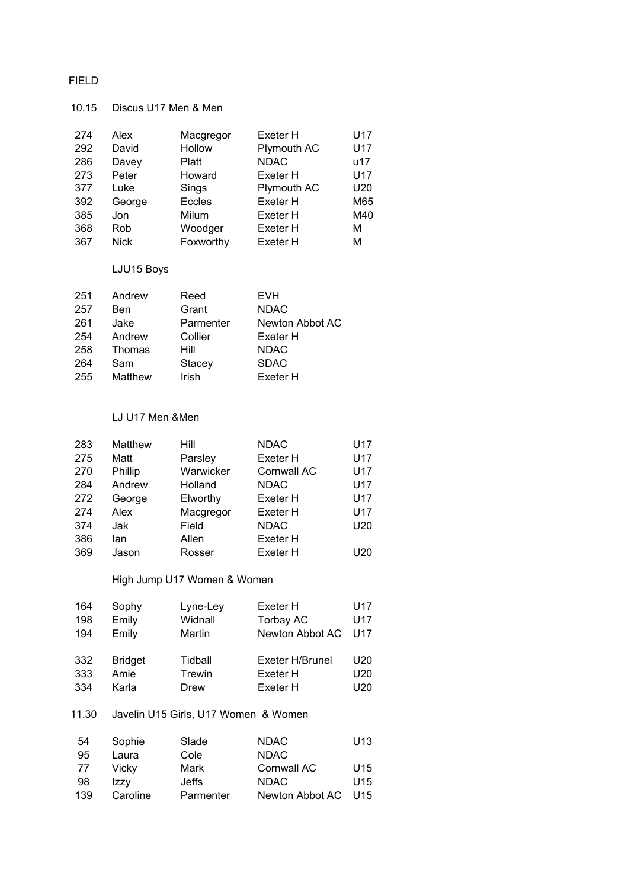FIELD

10.15 Discus U17 Men & Men

| | | | | |
|---|---|---|---|---|
| 274 | Alex | Macgregor | Exeter H | U17 |
| 292 | David | Hollow | Plymouth AC | U17 |
| 286 | Davey | Platt | NDAC | u17 |
| 273 | Peter | Howard | Exeter H | U17 |
| 377 | Luke | Sings | Plymouth AC | U20 |
| 392 | George | Eccles | Exeter H | M65 |
| 385 | Jon | Milum | Exeter H | M40 |
| 368 | Rob | Woodger | Exeter H | M |
| 367 | Nick | Foxworthy | Exeter H | M |

LJU15 Boys

| | | | |
|---|---|---|---|
| 251 | Andrew | Reed | EVH |
| 257 | Ben | Grant | NDAC |
| 261 | Jake | Parmenter | Newton Abbot AC |
| 254 | Andrew | Collier | Exeter H |
| 258 | Thomas | Hill | NDAC |
| 264 | Sam | Stacey | SDAC |
| 255 | Matthew | Irish | Exeter H |

LJ U17 Men &Men

| | | | | |
|---|---|---|---|---|
| 283 | Matthew | Hill | NDAC | U17 |
| 275 | Matt | Parsley | Exeter H | U17 |
| 270 | Phillip | Warwicker | Cornwall AC | U17 |
| 284 | Andrew | Holland | NDAC | U17 |
| 272 | George | Elworthy | Exeter H | U17 |
| 274 | Alex | Macgregor | Exeter H | U17 |
| 374 | Jak | Field | NDAC | U20 |
| 386 | Ian | Allen | Exeter H | |
| 369 | Jason | Rosser | Exeter H | U20 |

High Jump U17 Women & Women

| | | | | |
|---|---|---|---|---|
| 164 | Sophy | Lyne-Ley | Exeter H | U17 |
| 198 | Emily | Widnall | Torbay AC | U17 |
| 194 | Emily | Martin | Newton Abbot AC | U17 |
| 332 | Bridget | Tidball | Exeter H/Brunel | U20 |
| 333 | Amie | Trewin | Exeter H | U20 |
| 334 | Karla | Drew | Exeter H | U20 |

11.30 Javelin U15 Girls, U17 Women & Women

| | | | | |
|---|---|---|---|---|
| 54 | Sophie | Slade | NDAC | U13 |
| 95 | Laura | Cole | NDAC | |
| 77 | Vicky | Mark | Cornwall AC | U15 |
| 98 | Izzy | Jeffs | NDAC | U15 |
| 139 | Caroline | Parmenter | Newton Abbot AC | U15 |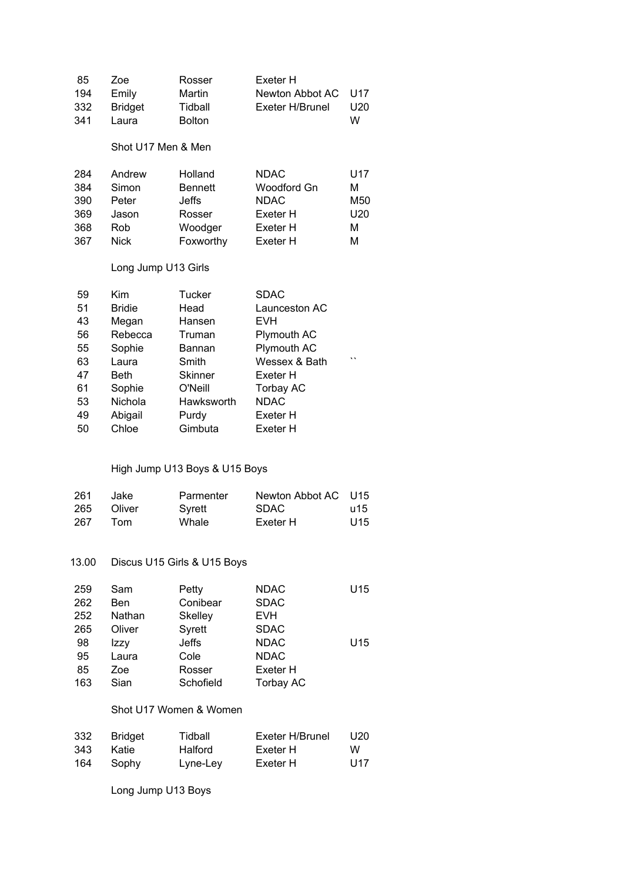| | | | | |
|---|---|---|---|---|
| 85 | Zoe | Rosser | Exeter H | |
| 194 | Emily | Martin | Newton Abbot AC | U17 |
| 332 | Bridget | Tidball | Exeter H/Brunel | U20 |
| 341 | Laura | Bolton | | W |

### Shot U17 Men & Men

| | | | | |
|---|---|---|---|---|
| 284 | Andrew | Holland | NDAC | U17 |
| 384 | Simon | Bennett | Woodford Gn | M |
| 390 | Peter | Jeffs | NDAC | M50 |
| 369 | Jason | Rosser | Exeter H | U20 |
| 368 | Rob | Woodger | Exeter H | M |
| 367 | Nick | Foxworthy | Exeter H | M |

### Long Jump U13 Girls

| | | | | |
|---|---|---|---|---|
| 59 | Kim | Tucker | SDAC | |
| 51 | Bridie | Head | Launceston AC | |
| 43 | Megan | Hansen | EVH | |
| 56 | Rebecca | Truman | Plymouth AC | |
| 55 | Sophie | Bannan | Plymouth AC | |
| 63 | Laura | Smith | Wessex & Bath | `` |
| 47 | Beth | Skinner | Exeter H | |
| 61 | Sophie | O'Neill | Torbay AC | |
| 53 | Nichola | Hawksworth | NDAC | |
| 49 | Abigail | Purdy | Exeter H | |
| 50 | Chloe | Gimbuta | Exeter H | |

### High Jump U13 Boys & U15 Boys

| | | | | |
|---|---|---|---|---|
| 261 | Jake | Parmenter | Newton Abbot AC | U15 |
| 265 | Oliver | Syrett | SDAC | u15 |
| 267 | Tom | Whale | Exeter H | U15 |

### 13.00 Discus U15 Girls & U15 Boys

| | | | | |
|---|---|---|---|---|
| 259 | Sam | Petty | NDAC | U15 |
| 262 | Ben | Conibear | SDAC | |
| 252 | Nathan | Skelley | EVH | |
| 265 | Oliver | Syrett | SDAC | |
| 98 | Izzy | Jeffs | NDAC | U15 |
| 95 | Laura | Cole | NDAC | |
| 85 | Zoe | Rosser | Exeter H | |
| 163 | Sian | Schofield | Torbay AC | |

### Shot U17 Women & Women

| | | | | |
|---|---|---|---|---|
| 332 | Bridget | Tidball | Exeter H/Brunel | U20 |
| 343 | Katie | Halford | Exeter H | W |
| 164 | Sophy | Lyne-Ley | Exeter H | U17 |

### Long Jump U13 Boys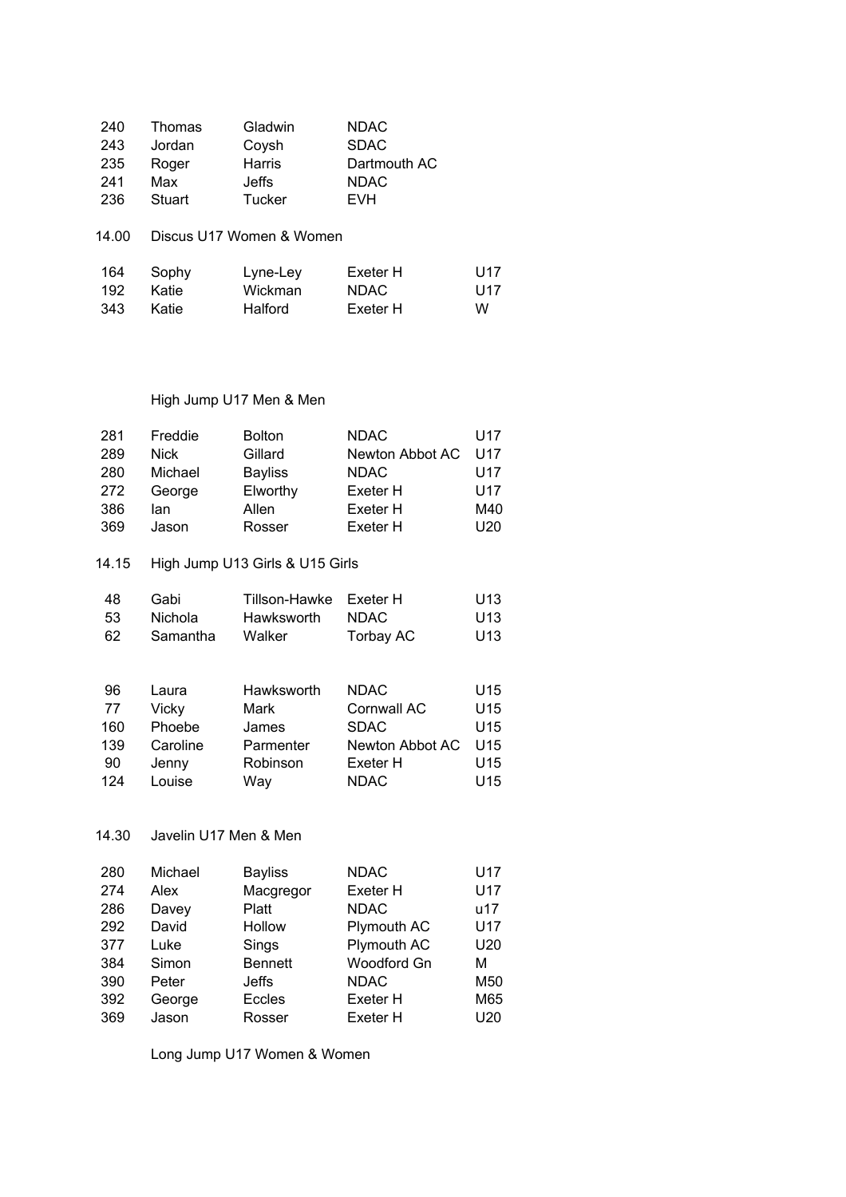| | | | |
|---|---|---|---|
| 240 | Thomas | Gladwin | NDAC |
| 243 | Jordan | Coysh | SDAC |
| 235 | Roger | Harris | Dartmouth AC |
| 241 | Max | Jeffs | NDAC |
| 236 | Stuart | Tucker | EVH |

14.00 Discus U17 Women & Women

| | | | | |
|---|---|---|---|---|
| 164 | Sophy | Lyne-Ley | Exeter H | U17 |
| 192 | Katie | Wickman | NDAC | U17 |
| 343 | Katie | Halford | Exeter H | W |

High Jump U17 Men & Men

| | | | | |
|---|---|---|---|---|
| 281 | Freddie | Bolton | NDAC | U17 |
| 289 | Nick | Gillard | Newton Abbot AC | U17 |
| 280 | Michael | Bayliss | NDAC | U17 |
| 272 | George | Elworthy | Exeter H | U17 |
| 386 | Ian | Allen | Exeter H | M40 |
| 369 | Jason | Rosser | Exeter H | U20 |

14.15 High Jump U13 Girls & U15 Girls

| | | | | |
|---|---|---|---|---|
| 48 | Gabi | Tillson-Hawke | Exeter H | U13 |
| 53 | Nichola | Hawksworth | NDAC | U13 |
| 62 | Samantha | Walker | Torbay AC | U13 |

| | | | | |
|---|---|---|---|---|
| 96 | Laura | Hawksworth | NDAC | U15 |
| 77 | Vicky | Mark | Cornwall AC | U15 |
| 160 | Phoebe | James | SDAC | U15 |
| 139 | Caroline | Parmenter | Newton Abbot AC | U15 |
| 90 | Jenny | Robinson | Exeter H | U15 |
| 124 | Louise | Way | NDAC | U15 |

14.30 Javelin U17 Men & Men

| | | | | |
|---|---|---|---|---|
| 280 | Michael | Bayliss | NDAC | U17 |
| 274 | Alex | Macgregor | Exeter H | U17 |
| 286 | Davey | Platt | NDAC | u17 |
| 292 | David | Hollow | Plymouth AC | U17 |
| 377 | Luke | Sings | Plymouth AC | U20 |
| 384 | Simon | Bennett | Woodford Gn | M |
| 390 | Peter | Jeffs | NDAC | M50 |
| 392 | George | Eccles | Exeter H | M65 |
| 369 | Jason | Rosser | Exeter H | U20 |

Long Jump U17 Women & Women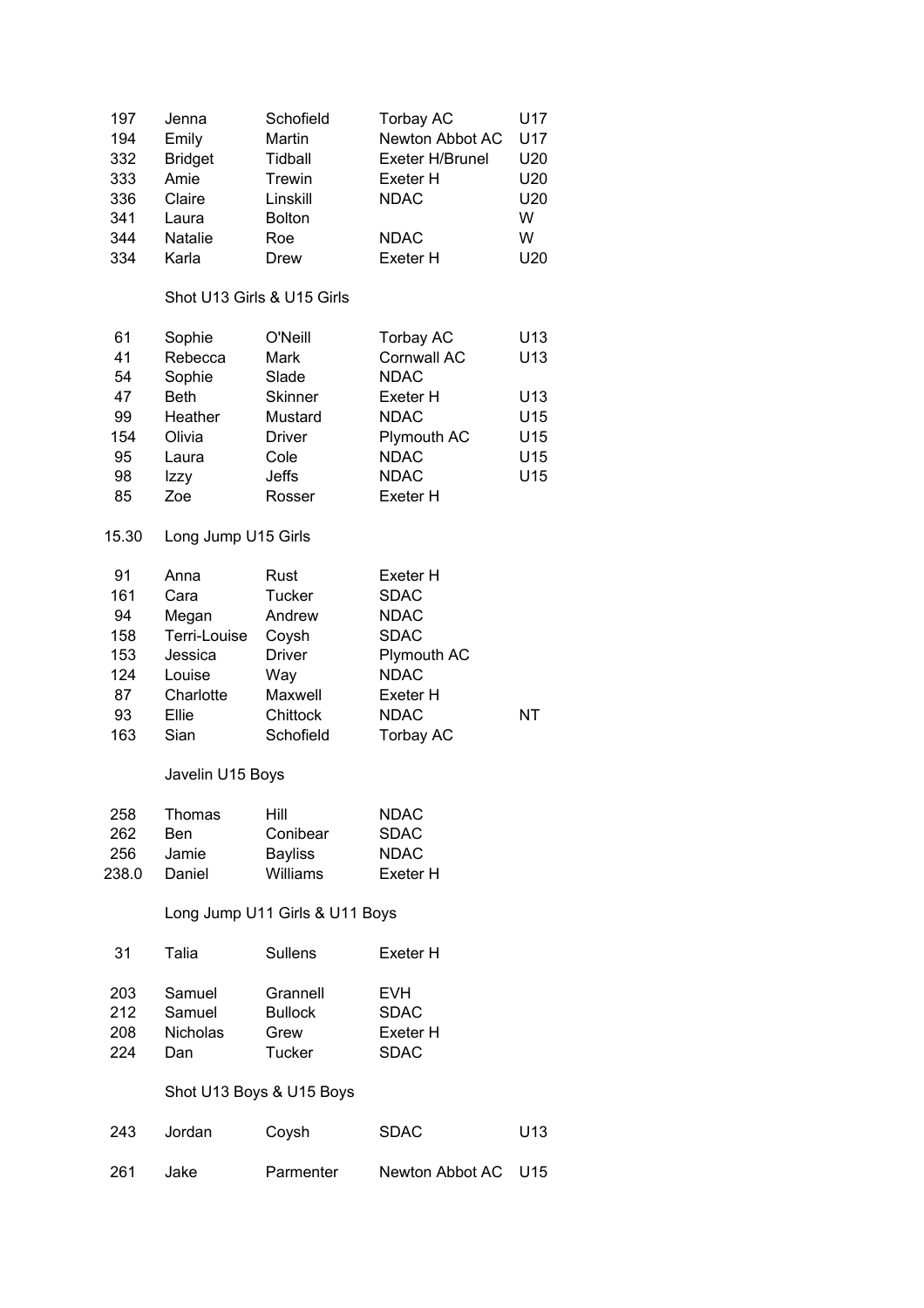| | | | | |
|---|---|---|---|---|
| 197 | Jenna | Schofield | Torbay AC | U17 |
| 194 | Emily | Martin | Newton Abbot AC | U17 |
| 332 | Bridget | Tidball | Exeter H/Brunel | U20 |
| 333 | Amie | Trewin | Exeter H | U20 |
| 336 | Claire | Linskill | NDAC | U20 |
| 341 | Laura | Bolton | | W |
| 344 | Natalie | Roe | NDAC | W |
| 334 | Karla | Drew | Exeter H | U20 |

Shot U13 Girls & U15 Girls

| | | | | |
|---|---|---|---|---|
| 61 | Sophie | O'Neill | Torbay AC | U13 |
| 41 | Rebecca | Mark | Cornwall AC | U13 |
| 54 | Sophie | Slade | NDAC | |
| 47 | Beth | Skinner | Exeter H | U13 |
| 99 | Heather | Mustard | NDAC | U15 |
| 154 | Olivia | Driver | Plymouth AC | U15 |
| 95 | Laura | Cole | NDAC | U15 |
| 98 | Izzy | Jeffs | NDAC | U15 |
| 85 | Zoe | Rosser | Exeter H | |

15.30 Long Jump U15 Girls

| | | | | |
|---|---|---|---|---|
| 91 | Anna | Rust | Exeter H | |
| 161 | Cara | Tucker | SDAC | |
| 94 | Megan | Andrew | NDAC | |
| 158 | Terri-Louise | Coysh | SDAC | |
| 153 | Jessica | Driver | Plymouth AC | |
| 124 | Louise | Way | NDAC | |
| 87 | Charlotte | Maxwell | Exeter H | |
| 93 | Ellie | Chittock | NDAC | NT |
| 163 | Sian | Schofield | Torbay AC | |

Javelin U15 Boys

| | | | |
|---|---|---|---|
| 258 | Thomas | Hill | NDAC |
| 262 | Ben | Conibear | SDAC |
| 256 | Jamie | Bayliss | NDAC |
| 238.0 | Daniel | Williams | Exeter H |

Long Jump U11 Girls & U11 Boys

| | | | |
|---|---|---|---|
| 31 | Talia | Sullens | Exeter H |
| 203 | Samuel | Grannell | EVH |
| 212 | Samuel | Bullock | SDAC |
| 208 | Nicholas | Grew | Exeter H |
| 224 | Dan | Tucker | SDAC |

Shot U13 Boys & U15 Boys

| | | | | |
|---|---|---|---|---|
| 243 | Jordan | Coysh | SDAC | U13 |
| 261 | Jake | Parmenter | Newton Abbot AC | U15 |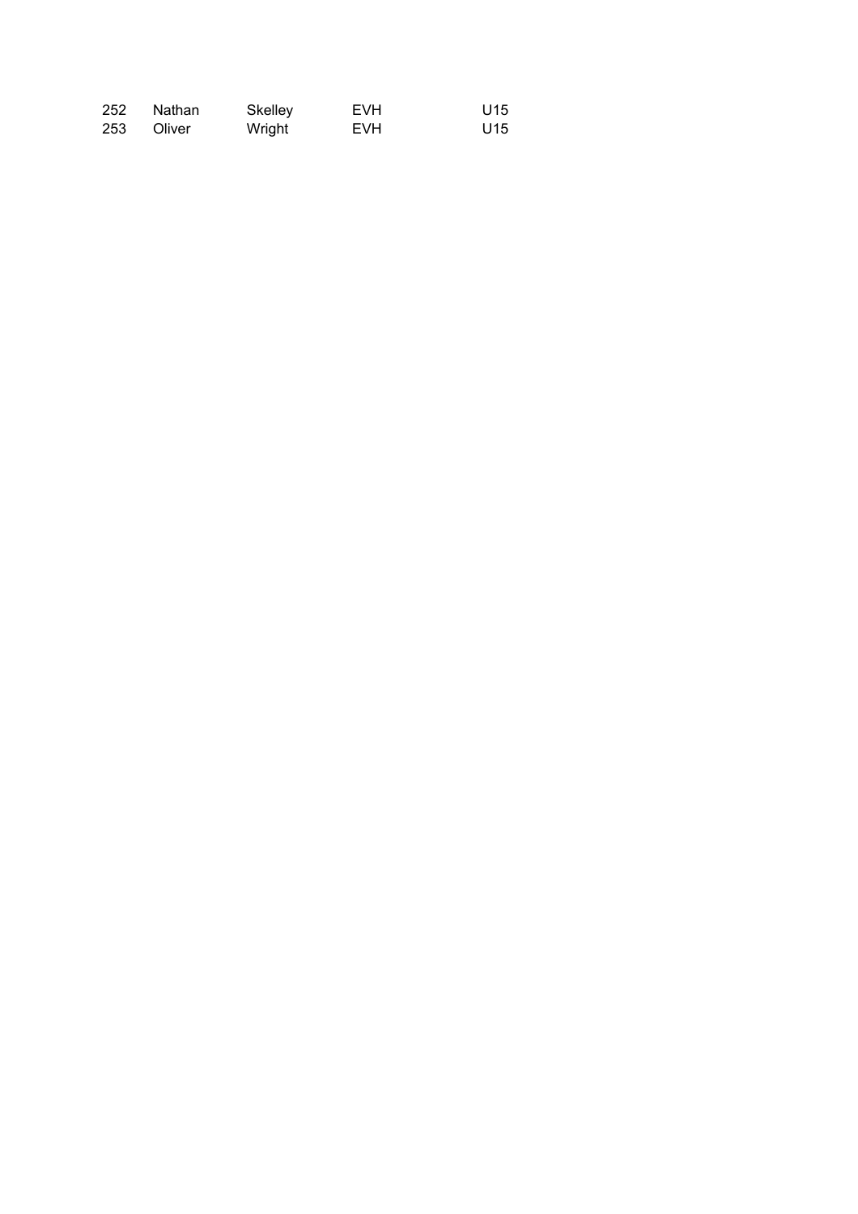| | | | | |
|---|---|---|---|---|
| 252 | Nathan | Skelley | EVH | U15 |
| 253 | Oliver | Wright | EVH | U15 |